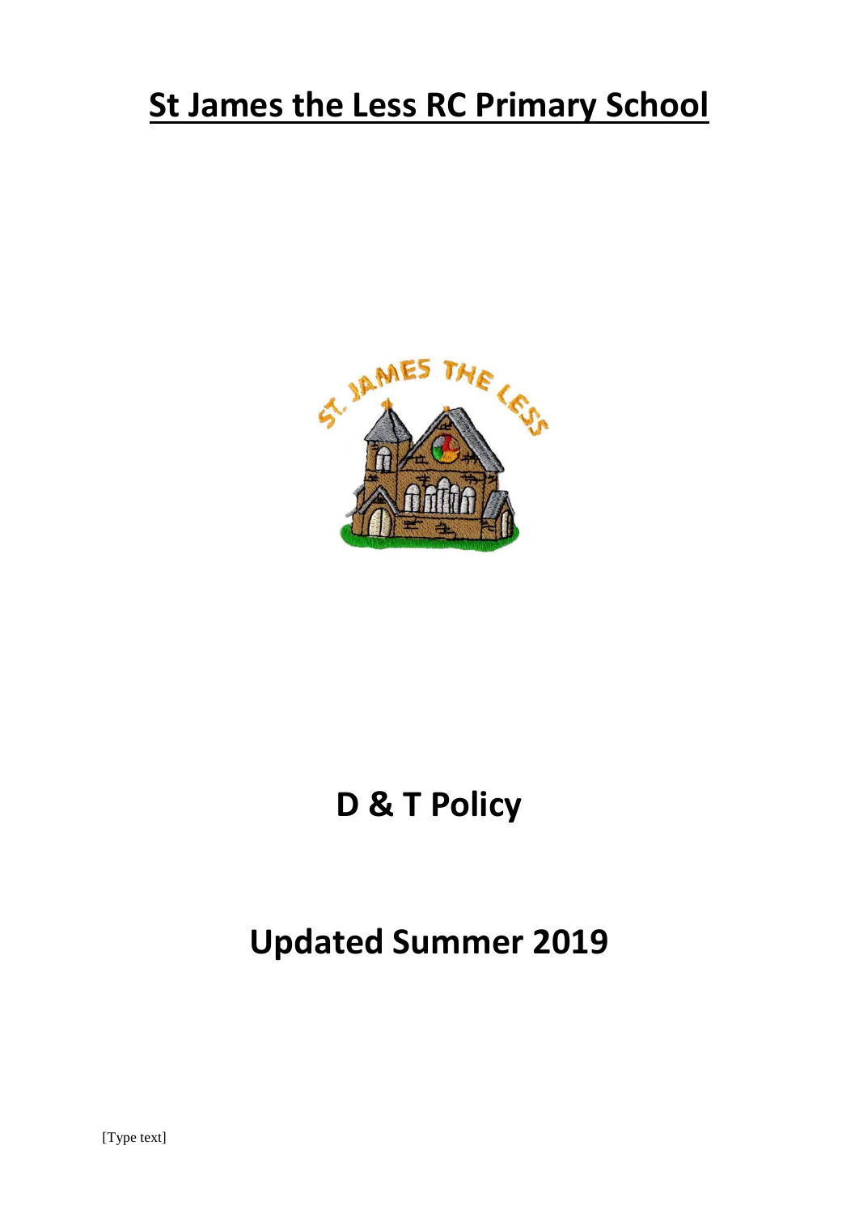# St James the Less RC Primary School

# D & T Policy

# Updated Summer 2019

[Type text]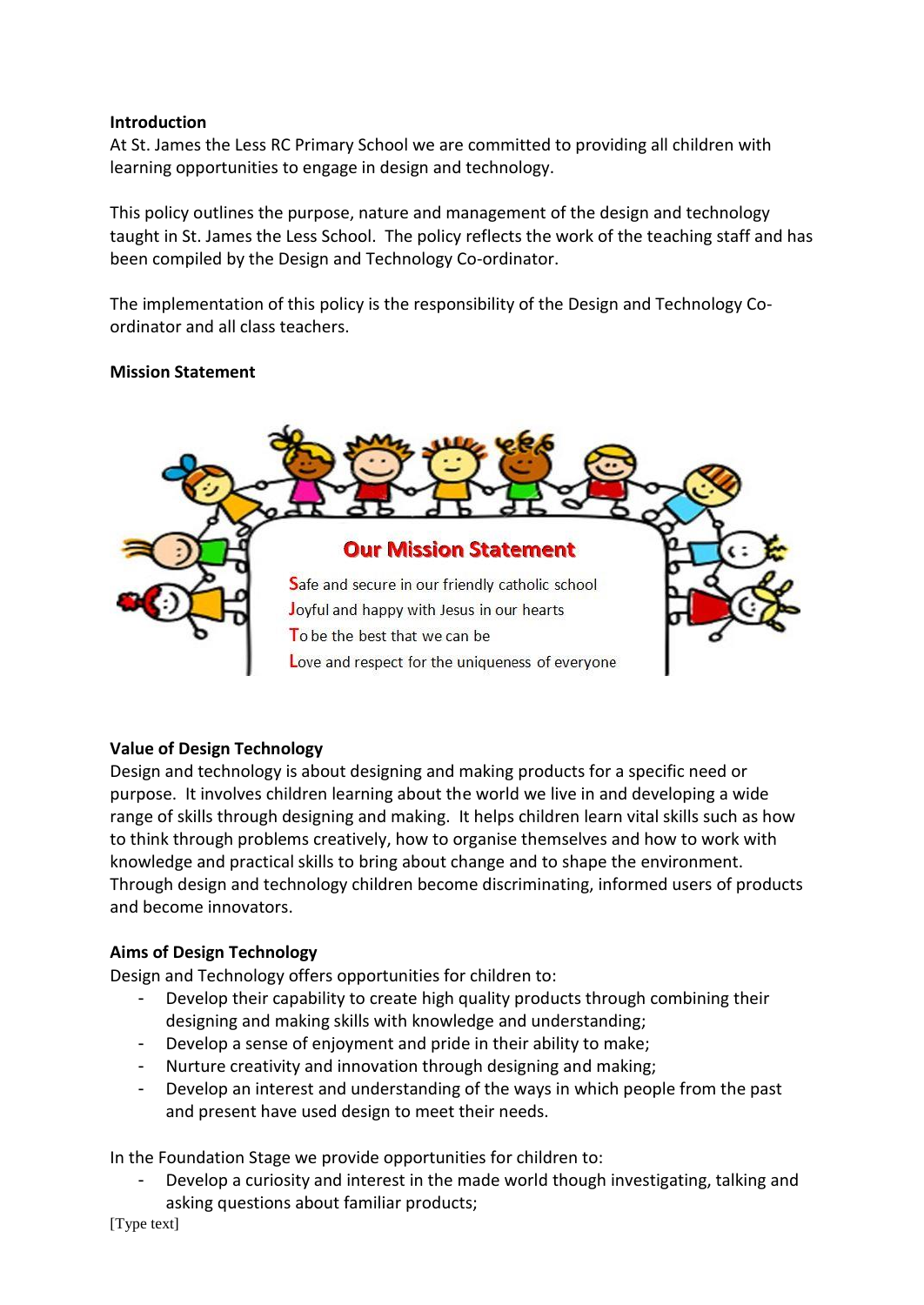**Introduction**

At St. James the Less RC Primary School we are committed to providing all children with learning opportunities to engage in design and technology.

This policy outlines the purpose, nature and management of the design and technology taught in St. James the Less School. The policy reflects the work of the teaching staff and has been compiled by the Design and Technology Co-ordinator.

The implementation of this policy is the responsibility of the Design and Technology Co-ordinator and all class teachers.

**Mission Statement**

**Our Mission Statement**

Safe and secure in our friendly catholic school
Joyful and happy with Jesus in our hearts
To be the best that we can be
Love and respect for the uniqueness of everyone

**Value of Design Technology**

Design and technology is about designing and making products for a specific need or purpose. It involves children learning about the world we live in and developing a wide range of skills through designing and making. It helps children learn vital skills such as how to think through problems creatively, how to organise themselves and how to work with knowledge and practical skills to bring about change and to shape the environment. Through design and technology children become discriminating, informed users of products and become innovators.

**Aims of Design Technology**

Design and Technology offers opportunities for children to:

- Develop their capability to create high quality products through combining their designing and making skills with knowledge and understanding;
- Develop a sense of enjoyment and pride in their ability to make;
- Nurture creativity and innovation through designing and making;
- Develop an interest and understanding of the ways in which people from the past and present have used design to meet their needs.

In the Foundation Stage we provide opportunities for children to:

- Develop a curiosity and interest in the made world though investigating, talking and asking questions about familiar products;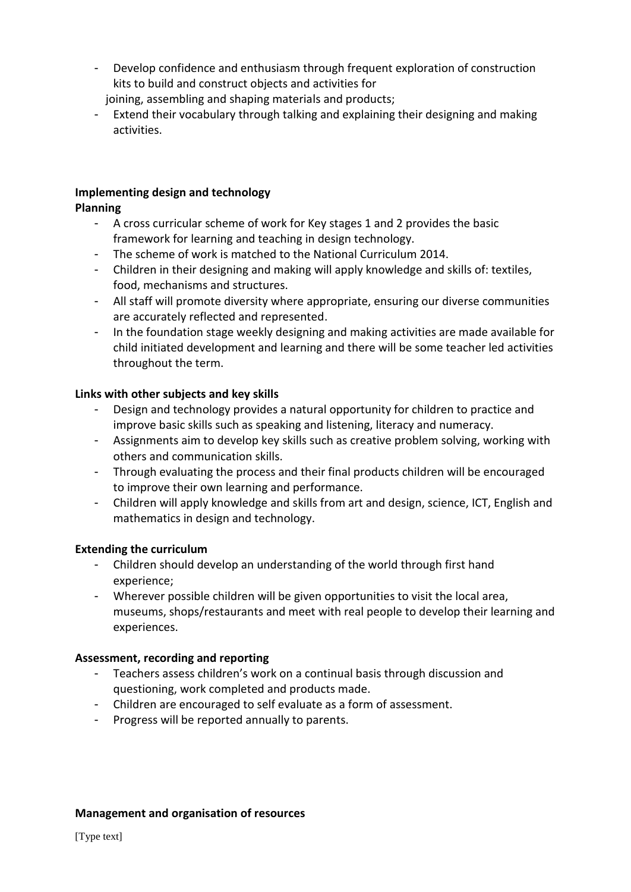- Develop confidence and enthusiasm through frequent exploration of construction kits to build and construct objects and activities for joining, assembling and shaping materials and products;
- Extend their vocabulary through talking and explaining their designing and making activities.

**Implementing design and technology**

**Planning**

- A cross curricular scheme of work for Key stages 1 and 2 provides the basic framework for learning and teaching in design technology.
- The scheme of work is matched to the National Curriculum 2014.
- Children in their designing and making will apply knowledge and skills of: textiles, food, mechanisms and structures.
- All staff will promote diversity where appropriate, ensuring our diverse communities are accurately reflected and represented.
- In the foundation stage weekly designing and making activities are made available for child initiated development and learning and there will be some teacher led activities throughout the term.

**Links with other subjects and key skills**

- Design and technology provides a natural opportunity for children to practice and improve basic skills such as speaking and listening, literacy and numeracy.
- Assignments aim to develop key skills such as creative problem solving, working with others and communication skills.
- Through evaluating the process and their final products children will be encouraged to improve their own learning and performance.
- Children will apply knowledge and skills from art and design, science, ICT, English and mathematics in design and technology.

**Extending the curriculum**

- Children should develop an understanding of the world through first hand experience;
- Wherever possible children will be given opportunities to visit the local area, museums, shops/restaurants and meet with real people to develop their learning and experiences.

**Assessment, recording and reporting**

- Teachers assess children's work on a continual basis through discussion and questioning, work completed and products made.
- Children are encouraged to self evaluate as a form of assessment.
- Progress will be reported annually to parents.

**Management and organisation of resources**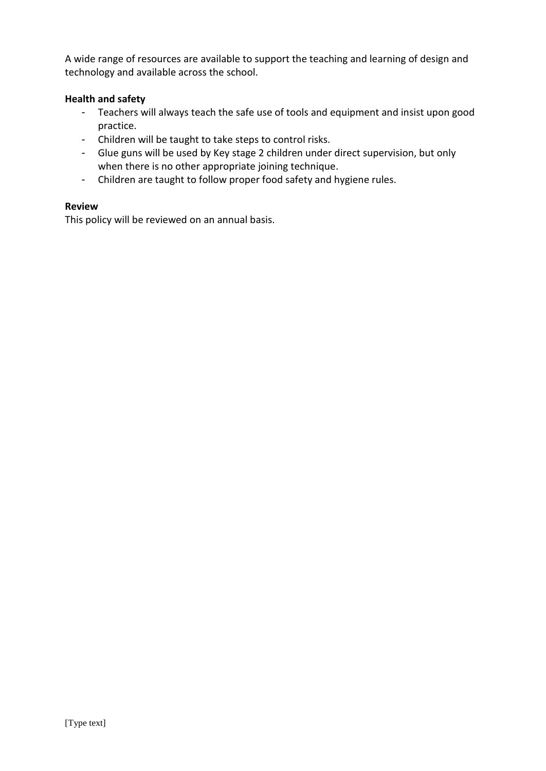A wide range of resources are available to support the teaching and learning of design and technology and available across the school.

**Health and safety**

- Teachers will always teach the safe use of tools and equipment and insist upon good practice.
- Children will be taught to take steps to control risks.
- Glue guns will be used by Key stage 2 children under direct supervision, but only when there is no other appropriate joining technique.
- Children are taught to follow proper food safety and hygiene rules.

**Review**

This policy will be reviewed on an annual basis.